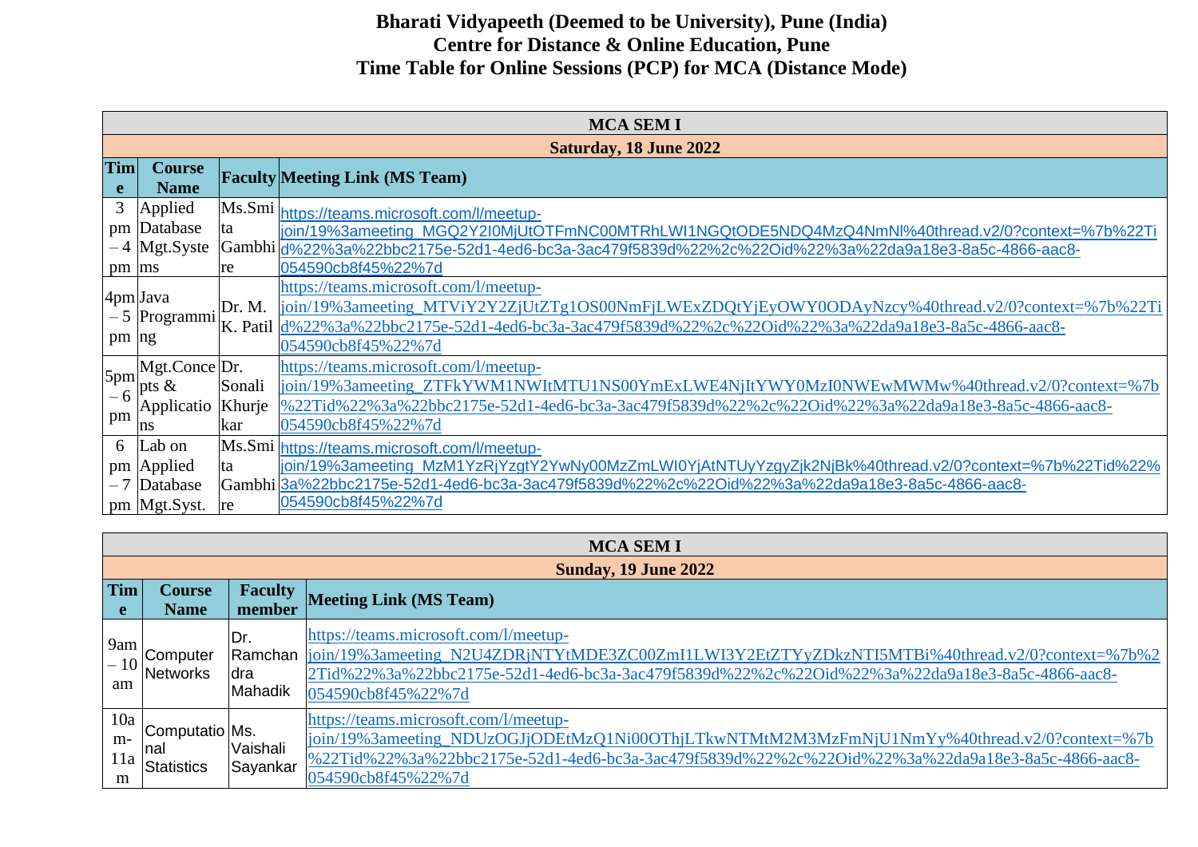**Bharati Vidyapeeth (Deemed to be University), Pune (India)**
**Centre for Distance & Online Education, Pune**
**Time Table for Online Sessions (PCP) for MCA (Distance Mode)**

| **MCA SEM I** | | | |
|---|---|---|---|
| **Saturday, 18 June 2022** | | | |
| **Time** | **Course Name** | **Faculty** | **Meeting Link (MS Team)** |
| 3 pm – 4 pm | Applied Database Mgt.Systems | Ms.Smita Gambhire | https://teams.microsoft.com/l/meetup-join/19%3ameeting_MGQ2Y2I0MjUtOTFmNC00MTRhLWI1NGQtODE5NDQ4MzQ4NmNl%40thread.v2/0?context=%7b%22Tid%22%3a%22bbc2175e-52d1-4ed6-bc3a-3ac479f5839d%22%2c%22Oid%22%3a%22da9a18e3-8a5c-4866-aac8-054590cb8f45%22%7d |
| 4pm – 5 pm | Java Programming | Dr. M. K. Patil | https://teams.microsoft.com/l/meetup-join/19%3ameeting_MTViY2Y2ZjUtZTg1OS00NmFjLWExZDQtYjEyOWY0ODAyNzcy%40thread.v2/0?context=%7b%22Tid%22%3a%22bbc2175e-52d1-4ed6-bc3a-3ac479f5839d%22%2c%22Oid%22%3a%22da9a18e3-8a5c-4866-aac8-054590cb8f45%22%7d |
| 5pm – 6 pm | Mgt.Concepts & Applications | Dr. Sonali Khurjekar | https://teams.microsoft.com/l/meetup-join/19%3ameeting_ZTFkYWM1NWItMTU1NS00YmExLWE4NjItYWY0MzI0NWEwMWMw%40thread.v2/0?context=%7b%22Tid%22%3a%22bbc2175e-52d1-4ed6-bc3a-3ac479f5839d%22%2c%22Oid%22%3a%22da9a18e3-8a5c-4866-aac8-054590cb8f45%22%7d |
| 6 pm – 7 pm | Lab on Applied Database Mgt.Syst. | Ms.Smita Gambhire | https://teams.microsoft.com/l/meetup-join/19%3ameeting_MzM1YzRjYzgtY2YwNy00MzZmLWI0YjAtNTUyYzgyZjk2NjBk%40thread.v2/0?context=%7b%22Tid%22%3a%22bbc2175e-52d1-4ed6-bc3a-3ac479f5839d%22%2c%22Oid%22%3a%22da9a18e3-8a5c-4866-aac8-054590cb8f45%22%7d |

| **MCA SEM I** | | | |
|---|---|---|---|
| **Sunday, 19 June 2022** | | | |
| **Time** | **Course Name** | **Faculty member** | **Meeting Link (MS Team)** |
| 9am – 10 am | Computer Networks | Dr. Ramchandra Mahadik | https://teams.microsoft.com/l/meetup-join/19%3ameeting_N2U4ZDRjNTYtMDE3ZC00ZmI1LWI3Y2EtZTYyZDkzNTI5MTBi%40thread.v2/0?context=%7b%22Tid%22%3a%22bbc2175e-52d1-4ed6-bc3a-3ac479f5839d%22%2c%22Oid%22%3a%22da9a18e3-8a5c-4866-aac8-054590cb8f45%22%7d |
| 10am-11am | Computational Statistics | Ms. Vaishali Sayankar | https://teams.microsoft.com/l/meetup-join/19%3ameeting_NDUzOGJjODEtMzQ1Ni00OThjLTkwNTMtM2M3MzFmNjU1NmYy%40thread.v2/0?context=%7b%22Tid%22%3a%22bbc2175e-52d1-4ed6-bc3a-3ac479f5839d%22%2c%22Oid%22%3a%22da9a18e3-8a5c-4866-aac8-054590cb8f45%22%7d |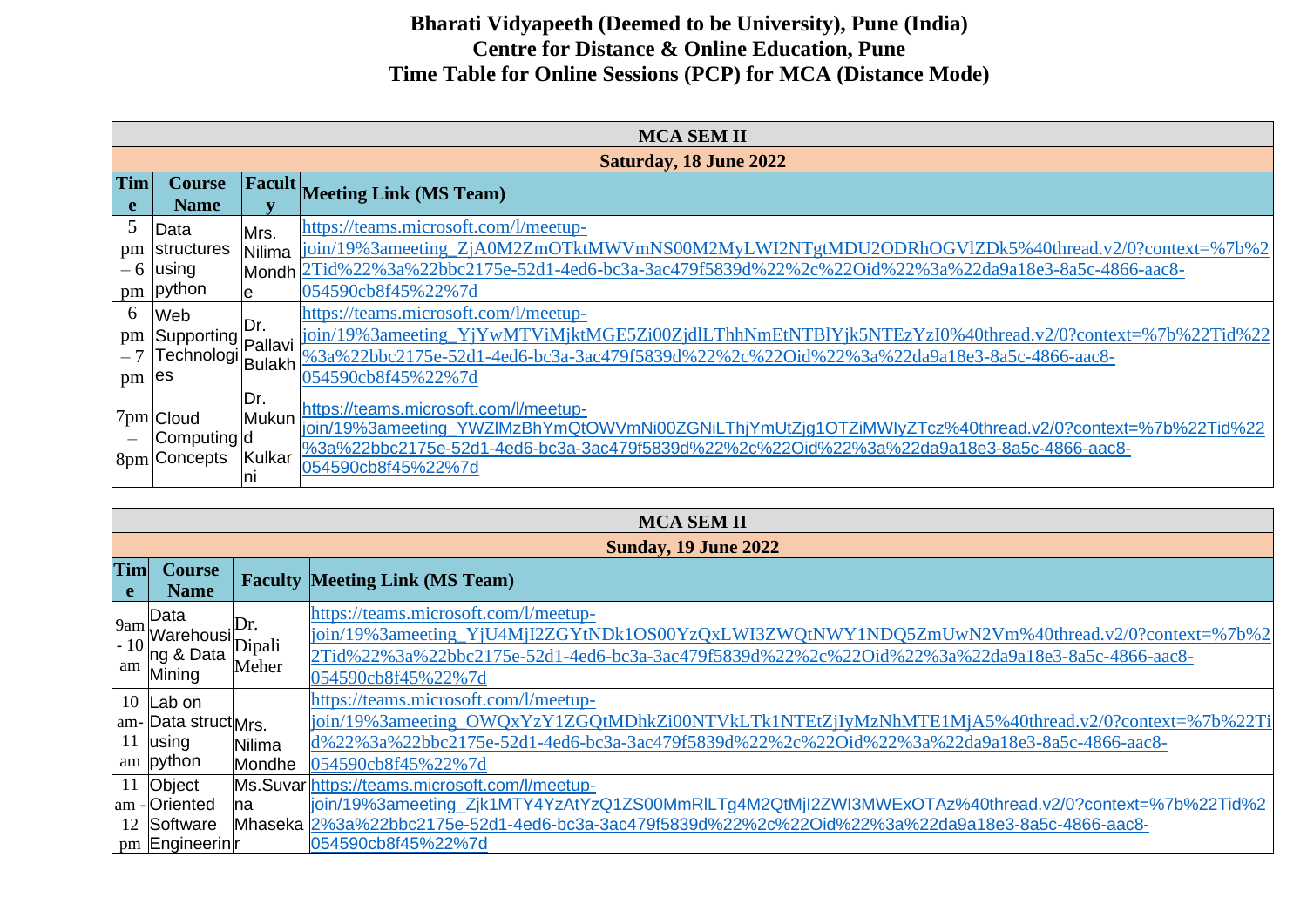**Bharati Vidyapeeth (Deemed to be University), Pune (India)**
**Centre for Distance & Online Education, Pune**
**Time Table for Online Sessions (PCP) for MCA (Distance Mode)**

| MCA SEM II | | | |
|---|---|---|---|
| **Saturday, 18 June 2022** | | | |
| **Time** | **Course Name** | **Faculty** | **Meeting Link (MS Team)** |
| 5 pm – 6 pm | Data structures using python | Mrs. Nilima Mondhe | https://teams.microsoft.com/l/meetup-join/19%3ameeting_ZjA0M2ZmOTktMWVmNS00M2MyLWI2NTgtMDU2ODRhOGVlZDk5%40thread.v2/0?context=%7b%22Tid%22%3a%22bbc2175e-52d1-4ed6-bc3a-3ac479f5839d%22%2c%22Oid%22%3a%22da9a18e3-8a5c-4866-aac8-054590cb8f45%22%7d |
| 6 pm – 7 pm | Web Supporting Technologies | Dr. Pallavi Bulakh | https://teams.microsoft.com/l/meetup-join/19%3ameeting_YjYwMTViMjktMGE5Zi00ZjdlLThhNmEtNTBlYjk5NTEzYzI0%40thread.v2/0?context=%7b%22Tid%22%3a%22bbc2175e-52d1-4ed6-bc3a-3ac479f5839d%22%2c%22Oid%22%3a%22da9a18e3-8a5c-4866-aac8-054590cb8f45%22%7d |
| 7pm – 8pm | Cloud Computing Concepts | Dr. Mukund Kulkarni | https://teams.microsoft.com/l/meetup-join/19%3ameeting_YWZlMzBhYmQtOWVmNi00ZGNiLThjYmUtZjg1OTZiMWIyZTcz%40thread.v2/0?context=%7b%22Tid%22%3a%22bbc2175e-52d1-4ed6-bc3a-3ac479f5839d%22%2c%22Oid%22%3a%22da9a18e3-8a5c-4866-aac8-054590cb8f45%22%7d |

| MCA SEM II | | | |
|---|---|---|---|
| **Sunday, 19 June 2022** | | | |
| **Time** | **Course Name** | **Faculty** | **Meeting Link (MS Team)** |
| 9am - 10 am | Data Warehousing & Data Mining | Dr. Dipali Meher | https://teams.microsoft.com/l/meetup-join/19%3ameeting_YjU4MjI2ZGYtNDk1OS00YzQxLWI3ZWQtNWY1NDQ5ZmUwN2Vm%40thread.v2/0?context=%7b%22Tid%22%3a%22bbc2175e-52d1-4ed6-bc3a-3ac479f5839d%22%2c%22Oid%22%3a%22da9a18e3-8a5c-4866-aac8-054590cb8f45%22%7d |
| 10 am- 11 am | Lab on Data struct using python | Mrs. Nilima Mondhe | https://teams.microsoft.com/l/meetup-join/19%3ameeting_OWQxYzY1ZGQtMDhkZi00NTVkLTk1NTEtZjIyMzNhMTE1MjA5%40thread.v2/0?context=%7b%22Tid%22%3a%22bbc2175e-52d1-4ed6-bc3a-3ac479f5839d%22%2c%22Oid%22%3a%22da9a18e3-8a5c-4866-aac8-054590cb8f45%22%7d |
| 11 am - 12 pm | Object Oriented Software Engineerin | Ms.Suvarna Mhasekar | https://teams.microsoft.com/l/meetup-join/19%3ameeting_Zjk1MTY4YzAtYzQ1ZS00MmRlLTg4M2QtMjI2ZWI3MWExOTAz%40thread.v2/0?context=%7b%22Tid%22%3a%22bbc2175e-52d1-4ed6-bc3a-3ac479f5839d%22%2c%22Oid%22%3a%22da9a18e3-8a5c-4866-aac8-054590cb8f45%22%7d |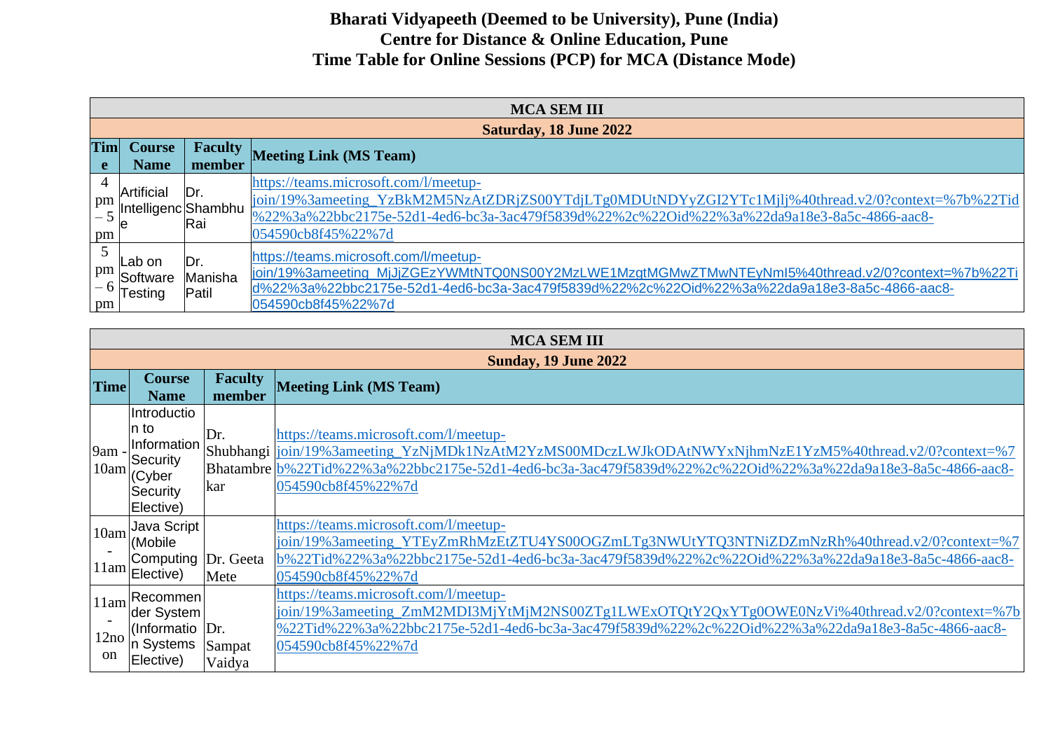**Bharati Vidyapeeth (Deemed to be University), Pune (India)**
**Centre for Distance & Online Education, Pune**
**Time Table for Online Sessions (PCP) for MCA (Distance Mode)**

| MCA SEM III | | | |
|---|---|---|---|
| **Saturday, 18 June 2022** | | | |
| **Time** | **Course Name** | **Faculty member** | **Meeting Link (MS Team)** |
| 4 pm – 5 pm | Artificial Intelligence | Dr. Shambhu Rai | https://teams.microsoft.com/l/meetup-join/19%3ameeting_YzBkM2M5NzAtZDRjZS00YTdjLTg0MDUtNDYyZGI2YTc1Mjlj%40thread.v2/0?context=%7b%22Tid%22%3a%22bbc2175e-52d1-4ed6-bc3a-3ac479f5839d%22%2c%22Oid%22%3a%22da9a18e3-8a5c-4866-aac8-054590cb8f45%22%7d |
| 5 pm – 6 pm | Lab on Software Testing | Dr. Manisha Patil | https://teams.microsoft.com/l/meetup-join/19%3ameeting_MjJjZGEzYWMtNTQ0NS00Y2MzLWE1MzgtMGMwZTMwNTEyNmI5%40thread.v2/0?context=%7b%22Tid%22%3a%22bbc2175e-52d1-4ed6-bc3a-3ac479f5839d%22%2c%22Oid%22%3a%22da9a18e3-8a5c-4866-aac8-054590cb8f45%22%7d |

| MCA SEM III | | | |
|---|---|---|---|
| **Sunday, 19 June 2022** | | | |
| **Time** | **Course Name** | **Faculty member** | **Meeting Link (MS Team)** |
| 9am - 10am | Introduction to Information Security (Cyber Security Elective) | Dr. Shubhangi Bhatambrekar | https://teams.microsoft.com/l/meetup-join/19%3ameeting_YzNjMDk1NzAtM2YzMS00MDczLWJkODAtNWYxNjhmNzE1YzM5%40thread.v2/0?context=%7b%22Tid%22%3a%22bbc2175e-52d1-4ed6-bc3a-3ac479f5839d%22%2c%22Oid%22%3a%22da9a18e3-8a5c-4866-aac8-054590cb8f45%22%7d |
| 10am - 11am | Java Script (Mobile Computing Elective) | Dr. Geeta Mete | https://teams.microsoft.com/l/meetup-join/19%3ameeting_YTEyZmRhMzEtZTU4YS00OGZmLTg3NWUtYTQ3NTNiZDZmNzRh%40thread.v2/0?context=%7b%22Tid%22%3a%22bbc2175e-52d1-4ed6-bc3a-3ac479f5839d%22%2c%22Oid%22%3a%22da9a18e3-8a5c-4866-aac8-054590cb8f45%22%7d |
| 11am - 12noon | Recommender System (Information Systems Elective) | Dr. Sampat Vaidya | https://teams.microsoft.com/l/meetup-join/19%3ameeting_ZmM2MDI3MjYtMjM2NS00ZTg1LWExOTQtY2QxYTg0OWE0NzVi%40thread.v2/0?context=%7b%22Tid%22%3a%22bbc2175e-52d1-4ed6-bc3a-3ac479f5839d%22%2c%22Oid%22%3a%22da9a18e3-8a5c-4866-aac8-054590cb8f45%22%7d |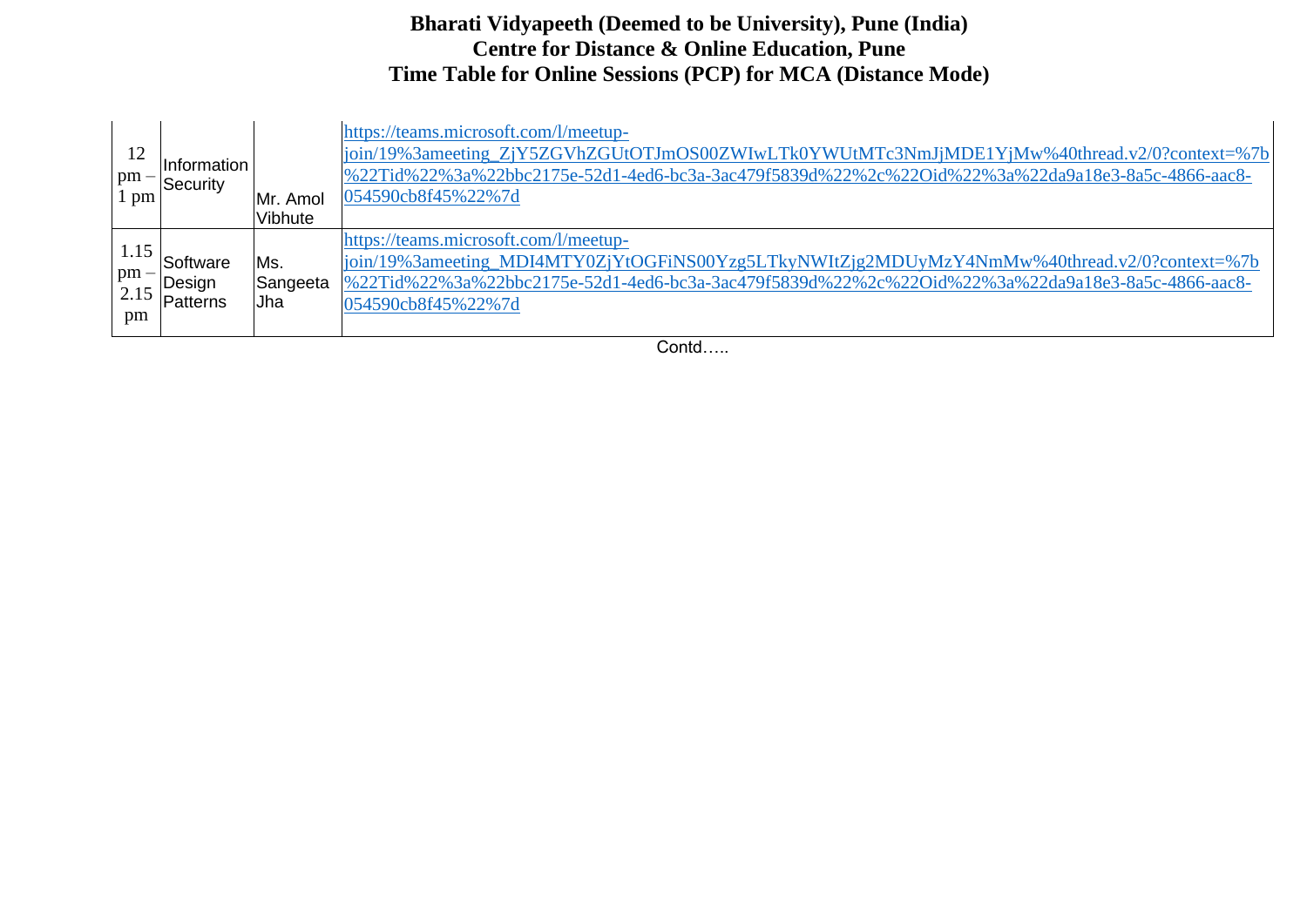**Bharati Vidyapeeth (Deemed to be University), Pune (India)**
**Centre for Distance & Online Education, Pune**
**Time Table for Online Sessions (PCP) for MCA (Distance Mode)**

| | | | |
|---|---|---|---|
| 12 pm – 1 pm | Information Security | Mr. Amol Vibhute | https://teams.microsoft.com/l/meetup-join/19%3ameeting_ZjY5ZGVhZGUtOTJmOS00ZWIwLTk0YWUtMTc3NmJjMDE1YjMw%40thread.v2/0?context=%7b%22Tid%22%3a%22bbc2175e-52d1-4ed6-bc3a-3ac479f5839d%22%2c%22Oid%22%3a%22da9a18e3-8a5c-4866-aac8-054590cb8f45%22%7d |
| 1.15 pm – 2.15 pm | Software Design Patterns | Ms. Sangeeta Jha | https://teams.microsoft.com/l/meetup-join/19%3ameeting_MDI4MTY0ZjYtOGFiNS00Yzg5LTkyNWItZjg2MDUyMzY4NmMw%40thread.v2/0?context=%7b%22Tid%22%3a%22bbc2175e-52d1-4ed6-bc3a-3ac479f5839d%22%2c%22Oid%22%3a%22da9a18e3-8a5c-4866-aac8-054590cb8f45%22%7d |

Contd…..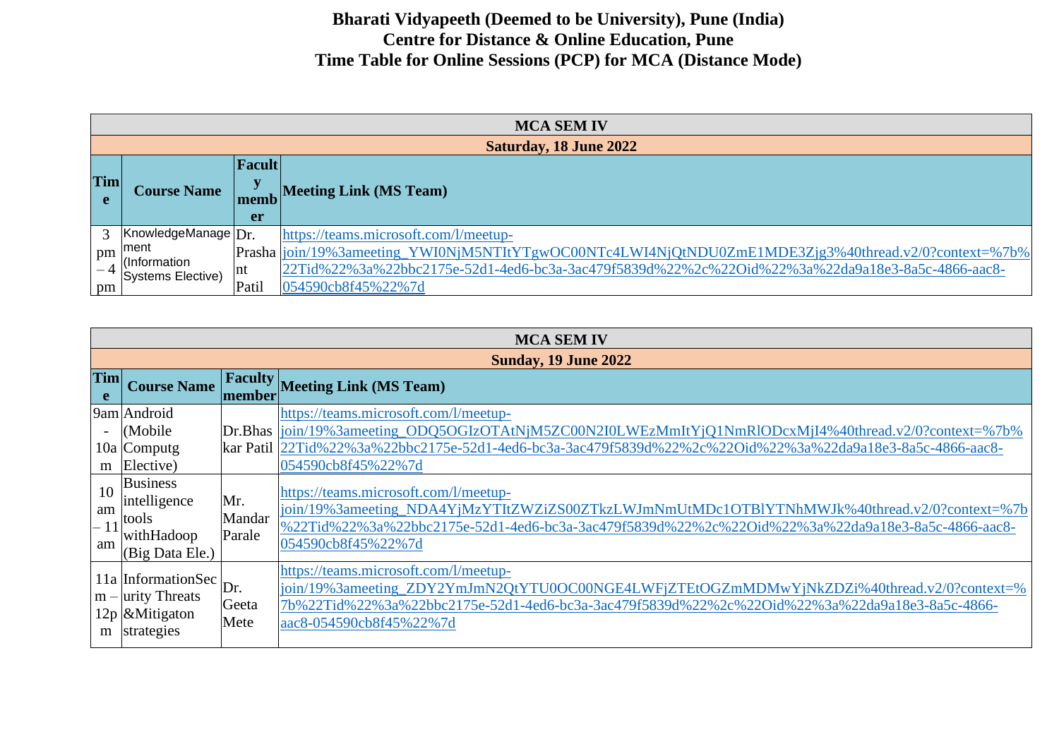**Bharati Vidyapeeth (Deemed to be University), Pune (India)**
**Centre for Distance & Online Education, Pune**
**Time Table for Online Sessions (PCP) for MCA (Distance Mode)**

| **MCA SEM IV** | | | |
|---|---|---|---|
| **Saturday, 18 June 2022** | | | |
| **Time** | **Course Name** | **Faculty member** | **Meeting Link (MS Team)** |
| 3 pm – 4 pm | KnowledgeManagement (Information Systems Elective) | Dr. Prashant Patil | https://teams.microsoft.com/l/meetup-join/19%3ameeting_YWI0NjM5NTItYTgwOC00NTc4LWI4NjQtNDU0ZmE1MDE3Zjg3%40thread.v2/0?context=%7b%22Tid%22%3a%22bbc2175e-52d1-4ed6-bc3a-3ac479f5839d%22%2c%22Oid%22%3a%22da9a18e3-8a5c-4866-aac8-054590cb8f45%22%7d |

| **MCA SEM IV** | | | |
|---|---|---|---|
| **Sunday, 19 June 2022** | | | |
| **Time** | **Course Name** | **Faculty member** | **Meeting Link (MS Team)** |
| 9am - 10am | Android (Mobile Computg Elective) | Dr.Bhaskar Patil | https://teams.microsoft.com/l/meetup-join/19%3ameeting_ODQ5OGIzOTAtNjM5ZC00N2I0LWEzMmItYjQ1NmRlODcxMjI4%40thread.v2/0?context=%7b%22Tid%22%3a%22bbc2175e-52d1-4ed6-bc3a-3ac479f5839d%22%2c%22Oid%22%3a%22da9a18e3-8a5c-4866-aac8-054590cb8f45%22%7d |
| 10 am – 11 am | Business intelligence tools withHadoop (Big Data Ele.) | Mr. Mandar Parale | https://teams.microsoft.com/l/meetup-join/19%3ameeting_NDA4YjMzYTItZWZiZS00ZTkzLWJmNmUtMDc1OTBlYTNhMWJk%40thread.v2/0?context=%7b%22Tid%22%3a%22bbc2175e-52d1-4ed6-bc3a-3ac479f5839d%22%2c%22Oid%22%3a%22da9a18e3-8a5c-4866-aac8-054590cb8f45%22%7d |
| 11am – 12pm | InformationSecurity Threats &Mitigaton strategies | Dr. Geeta Mete | https://teams.microsoft.com/l/meetup-join/19%3ameeting_ZDY2YmJmN2QtYTU0OC00NGE4LWFjZTEtOGZmMDMwYjNkZDZi%40thread.v2/0?context=%7b%22Tid%22%3a%22bbc2175e-52d1-4ed6-bc3a-3ac479f5839d%22%2c%22Oid%22%3a%22da9a18e3-8a5c-4866-aac8-054590cb8f45%22%7d |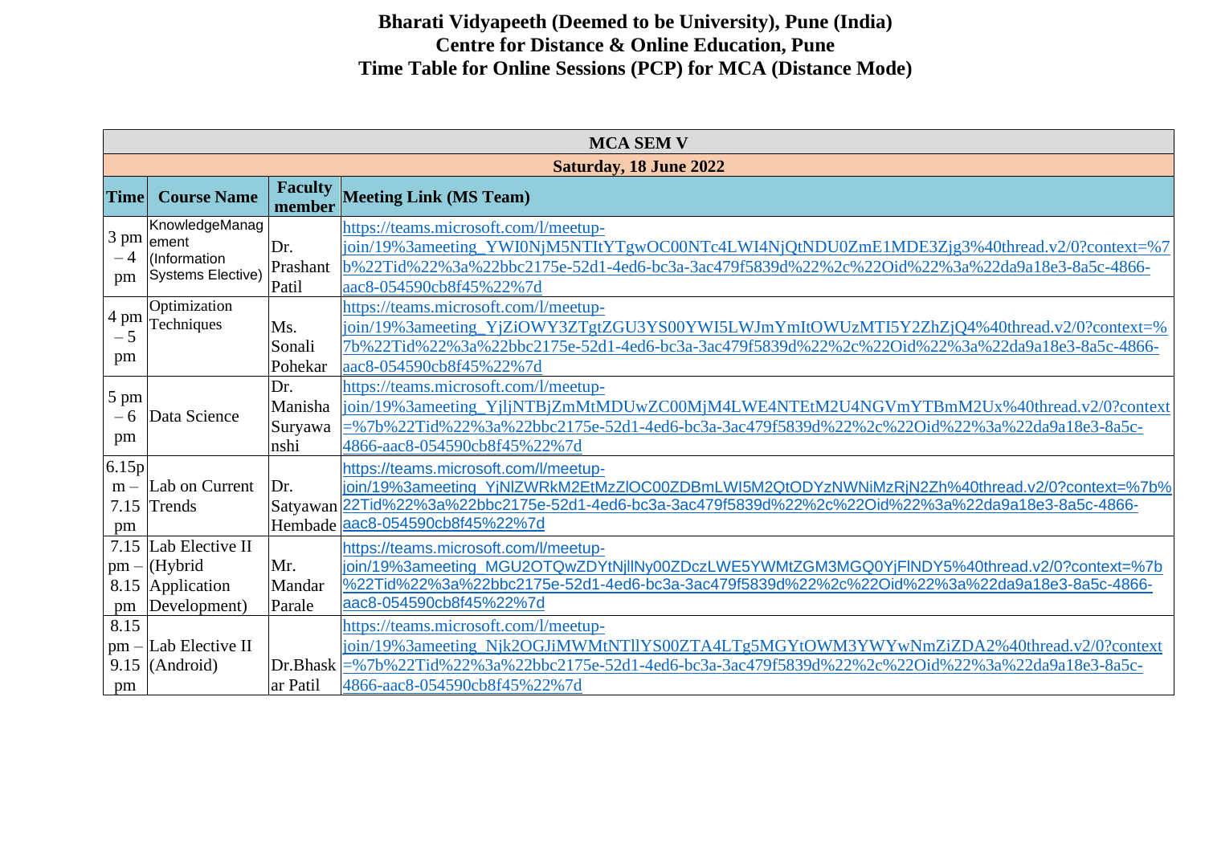**Bharati Vidyapeeth (Deemed to be University), Pune (India)**
**Centre for Distance & Online Education, Pune**
**Time Table for Online Sessions (PCP) for MCA (Distance Mode)**

| **MCA SEM V** | | | |
|---|---|---|---|
| **Saturday, 18 June 2022** | | | |
| **Time** | **Course Name** | **Faculty member** | **Meeting Link (MS Team)** |
| 3 pm – 4 pm | KnowledgeManagement (Information Systems Elective) | Dr. Prashant Patil | https://teams.microsoft.com/l/meetup-join/19%3ameeting_YWI0NjM5NTItYTgwOC00NTc4LWI4NjQtNDU0ZmE1MDE3Zjg3%40thread.v2/0?context=%7b%22Tid%22%3a%22bbc2175e-52d1-4ed6-bc3a-3ac479f5839d%22%2c%22Oid%22%3a%22da9a18e3-8a5c-4866-aac8-054590cb8f45%22%7d |
| 4 pm – 5 pm | Optimization Techniques | Ms. Sonali Pohekar | https://teams.microsoft.com/l/meetup-join/19%3ameeting_YjZiOWY3ZTgtZGU3YS00YWI5LWJmYmItOWUzMTI5Y2ZhZjQ4%40thread.v2/0?context=%7b%22Tid%22%3a%22bbc2175e-52d1-4ed6-bc3a-3ac479f5839d%22%2c%22Oid%22%3a%22da9a18e3-8a5c-4866-aac8-054590cb8f45%22%7d |
| 5 pm – 6 pm | Data Science | Dr. Manisha Suryawanshi | https://teams.microsoft.com/l/meetup-join/19%3ameeting_YjljNTBjZmMtMDUwZC00MjM4LWE4NTEtM2U4NGVmYTBmM2Ux%40thread.v2/0?context=%7b%22Tid%22%3a%22bbc2175e-52d1-4ed6-bc3a-3ac479f5839d%22%2c%22Oid%22%3a%22da9a18e3-8a5c-4866-aac8-054590cb8f45%22%7d |
| 6.15pm – 7.15 pm | Lab on Current Trends | Dr. Satyawan Hembade | https://teams.microsoft.com/l/meetup-join/19%3ameeting_YjNlZWRkM2EtMzZlOC00ZDBmLWI5M2QtODYzNWNiMzRjN2Zh%40thread.v2/0?context=%7b%22Tid%22%3a%22bbc2175e-52d1-4ed6-bc3a-3ac479f5839d%22%2c%22Oid%22%3a%22da9a18e3-8a5c-4866-aac8-054590cb8f45%22%7d |
| 7.15 pm – 8.15 pm | Lab Elective II (Hybrid Application Development) | Mr. Mandar Parale | https://teams.microsoft.com/l/meetup-join/19%3ameeting_MGU2OTQwZDYtNjllNy00ZDczLWE5YWMtZGM3MGQ0YjFlNDY5%40thread.v2/0?context=%7b%22Tid%22%3a%22bbc2175e-52d1-4ed6-bc3a-3ac479f5839d%22%2c%22Oid%22%3a%22da9a18e3-8a5c-4866-aac8-054590cb8f45%22%7d |
| 8.15 pm – 9.15 pm | Lab Elective II (Android) | Dr.Bhaskar Patil | https://teams.microsoft.com/l/meetup-join/19%3ameeting_Njk2OGJiMWMtNTllYS00ZTA4LTg5MGYtOWM3YWYwNmZiZDA2%40thread.v2/0?context=%7b%22Tid%22%3a%22bbc2175e-52d1-4ed6-bc3a-3ac479f5839d%22%2c%22Oid%22%3a%22da9a18e3-8a5c-4866-aac8-054590cb8f45%22%7d |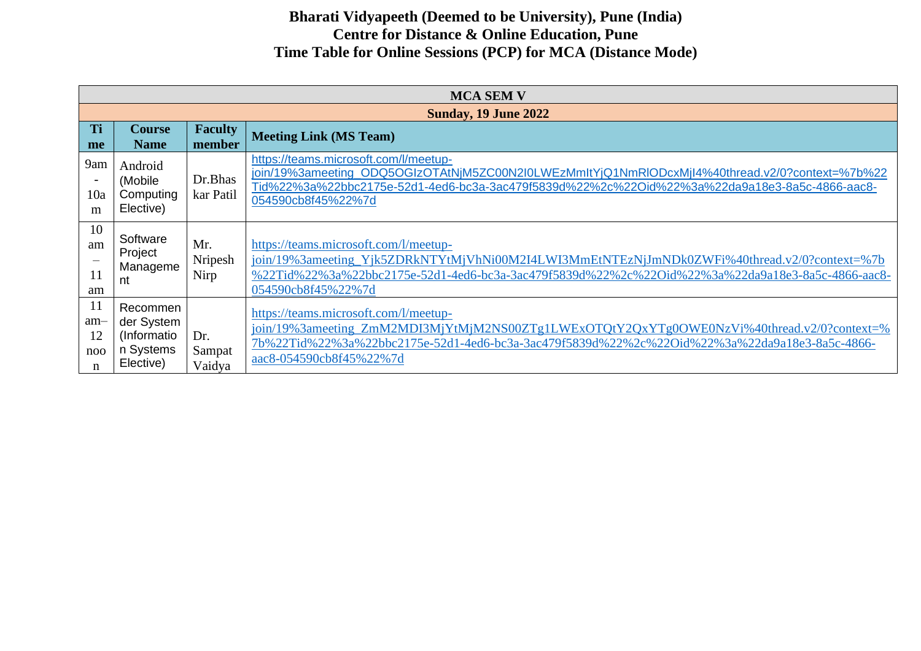**Bharati Vidyapeeth (Deemed to be University), Pune (India)**
**Centre for Distance & Online Education, Pune**
**Time Table for Online Sessions (PCP) for MCA (Distance Mode)**

| MCA SEM V | | | |
|---|---|---|---|
| **Sunday, 19 June 2022** | | | |
| **Time** | **Course Name** | **Faculty member** | **Meeting Link (MS Team)** |
| 9am - 10am | Android (Mobile Computing Elective) | Dr.Bhaskar Patil | https://teams.microsoft.com/l/meetup-join/19%3ameeting_ODQ5OGIzOTAtNjM5ZC00N2I0LWEzMmItYjQ1NmRlODcxMjI4%40thread.v2/0?context=%7b%22Tid%22%3a%22bbc2175e-52d1-4ed6-bc3a-3ac479f5839d%22%2c%22Oid%22%3a%22da9a18e3-8a5c-4866-aac8-054590cb8f45%22%7d |
| 10 am – 11 am | Software Project Management | Mr. Nripesh Nirp | https://teams.microsoft.com/l/meetup-join/19%3ameeting_Yjk5ZDRkNTYtMjVhNi00M2I4LWI3MmEtNTEzNjJmNDk0ZWFi%40thread.v2/0?context=%7b%22Tid%22%3a%22bbc2175e-52d1-4ed6-bc3a-3ac479f5839d%22%2c%22Oid%22%3a%22da9a18e3-8a5c-4866-aac8-054590cb8f45%22%7d |
| 11 am– 12 noon | Recommender System (Information Systems Elective) | Dr. Sampat Vaidya | https://teams.microsoft.com/l/meetup-join/19%3ameeting_ZmM2MDI3MjYtMjM2NS00ZTg1LWExOTQtY2QxYTg0OWE0NzVi%40thread.v2/0?context=%7b%22Tid%22%3a%22bbc2175e-52d1-4ed6-bc3a-3ac479f5839d%22%2c%22Oid%22%3a%22da9a18e3-8a5c-4866-aac8-054590cb8f45%22%7d |